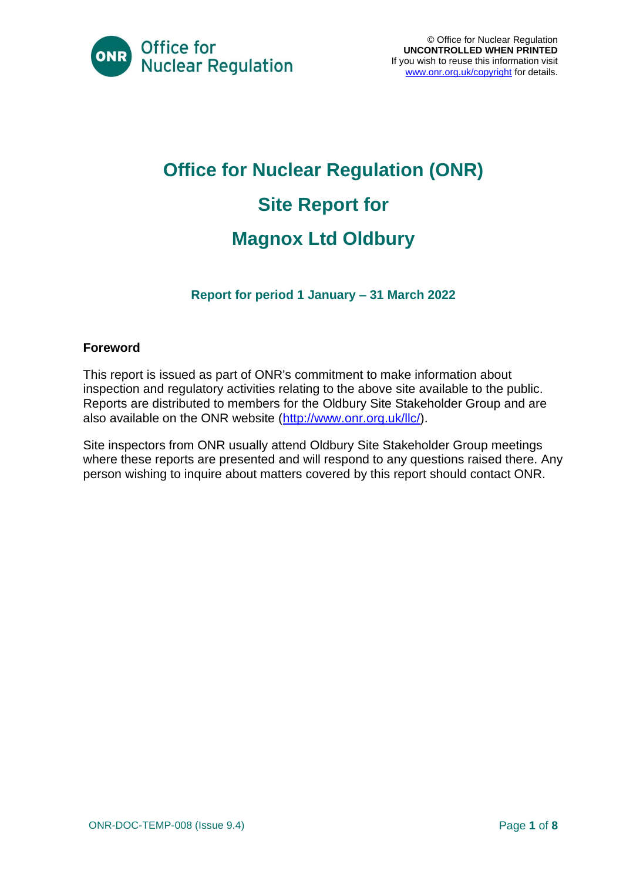© Office for Nuclear Regulation
**UNCONTROLLED WHEN PRINTED**
If you wish to reuse this information visit www.onr.org.uk/copyright for details.

# Office for Nuclear Regulation (ONR)

# Site Report for

# Magnox Ltd Oldbury

### Report for period 1 January – 31 March 2022

**Foreword**

This report is issued as part of ONR's commitment to make information about inspection and regulatory activities relating to the above site available to the public. Reports are distributed to members for the Oldbury Site Stakeholder Group and are also available on the ONR website (http://www.onr.org.uk/llc/).

Site inspectors from ONR usually attend Oldbury Site Stakeholder Group meetings where these reports are presented and will respond to any questions raised there. Any person wishing to inquire about matters covered by this report should contact ONR.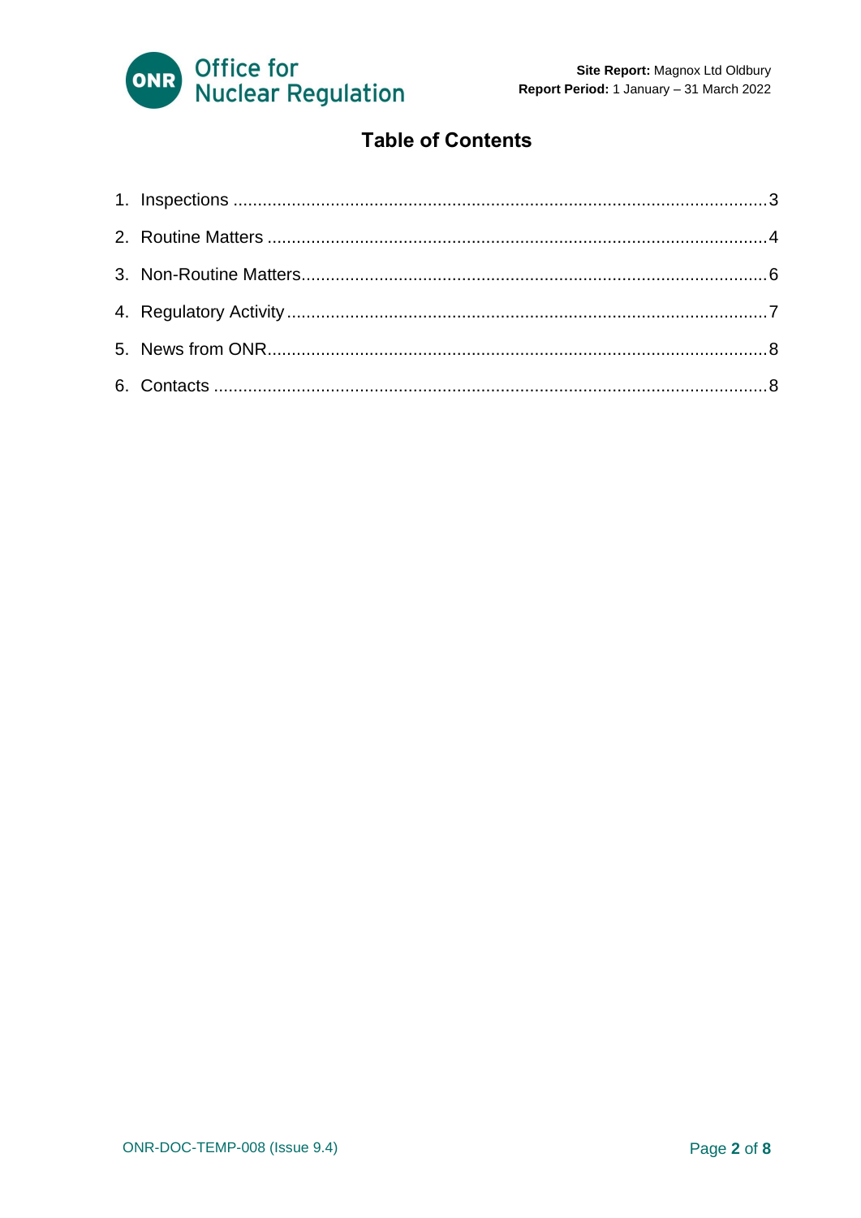# Table of Contents

1. Inspections ............................................................................................................3
2. Routine Matters .....................................................................................................4
3. Non-Routine Matters..............................................................................................6
4. Regulatory Activity.................................................................................................7
5. News from ONR.....................................................................................................8
6. Contacts ................................................................................................................8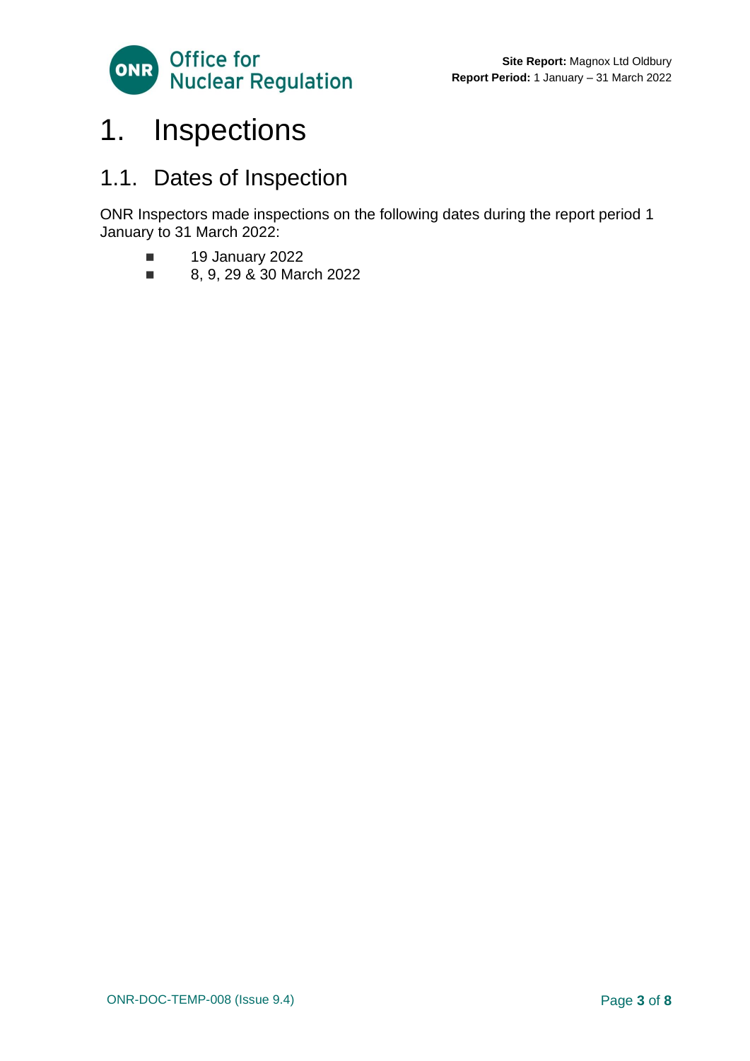# 1. Inspections

## 1.1. Dates of Inspection

ONR Inspectors made inspections on the following dates during the report period 1 January to 31 March 2022:

- 19 January 2022
- 8, 9, 29 & 30 March 2022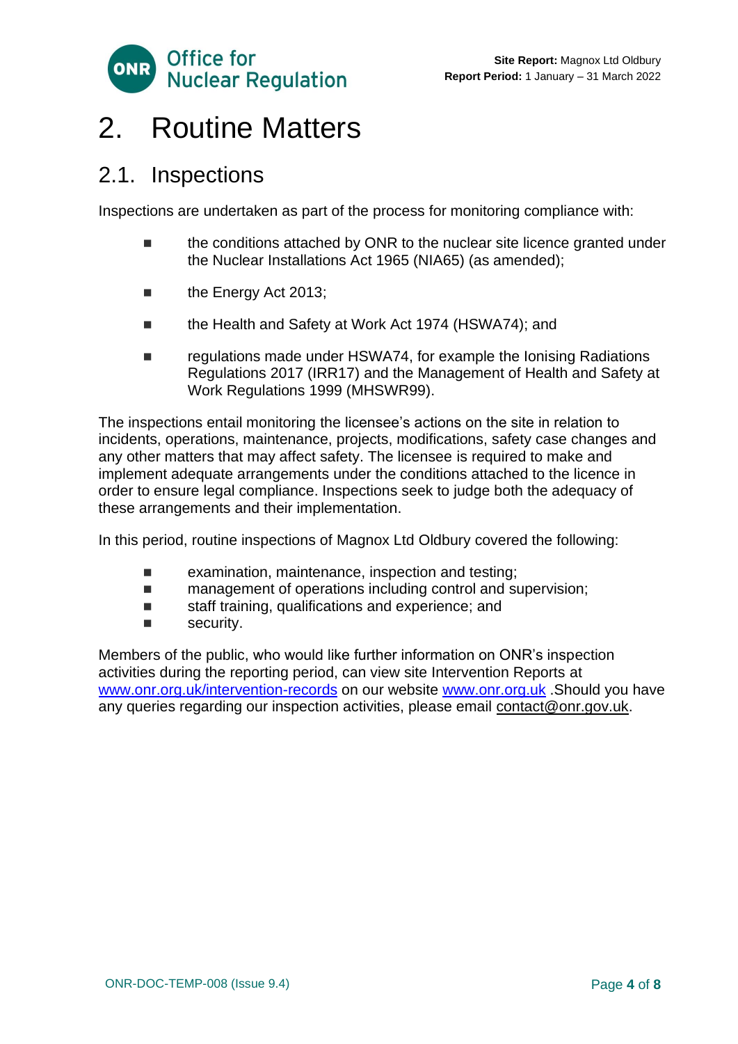# 2. Routine Matters

## 2.1. Inspections

Inspections are undertaken as part of the process for monitoring compliance with:

- the conditions attached by ONR to the nuclear site licence granted under the Nuclear Installations Act 1965 (NIA65) (as amended);
- the Energy Act 2013;
- the Health and Safety at Work Act 1974 (HSWA74); and
- regulations made under HSWA74, for example the Ionising Radiations Regulations 2017 (IRR17) and the Management of Health and Safety at Work Regulations 1999 (MHSWR99).

The inspections entail monitoring the licensee's actions on the site in relation to incidents, operations, maintenance, projects, modifications, safety case changes and any other matters that may affect safety. The licensee is required to make and implement adequate arrangements under the conditions attached to the licence in order to ensure legal compliance. Inspections seek to judge both the adequacy of these arrangements and their implementation.

In this period, routine inspections of Magnox Ltd Oldbury covered the following:

- examination, maintenance, inspection and testing;
- management of operations including control and supervision;
- staff training, qualifications and experience; and
- security.

Members of the public, who would like further information on ONR's inspection activities during the reporting period, can view site Intervention Reports at www.onr.org.uk/intervention-records on our website www.onr.org.uk .Should you have any queries regarding our inspection activities, please email contact@onr.gov.uk.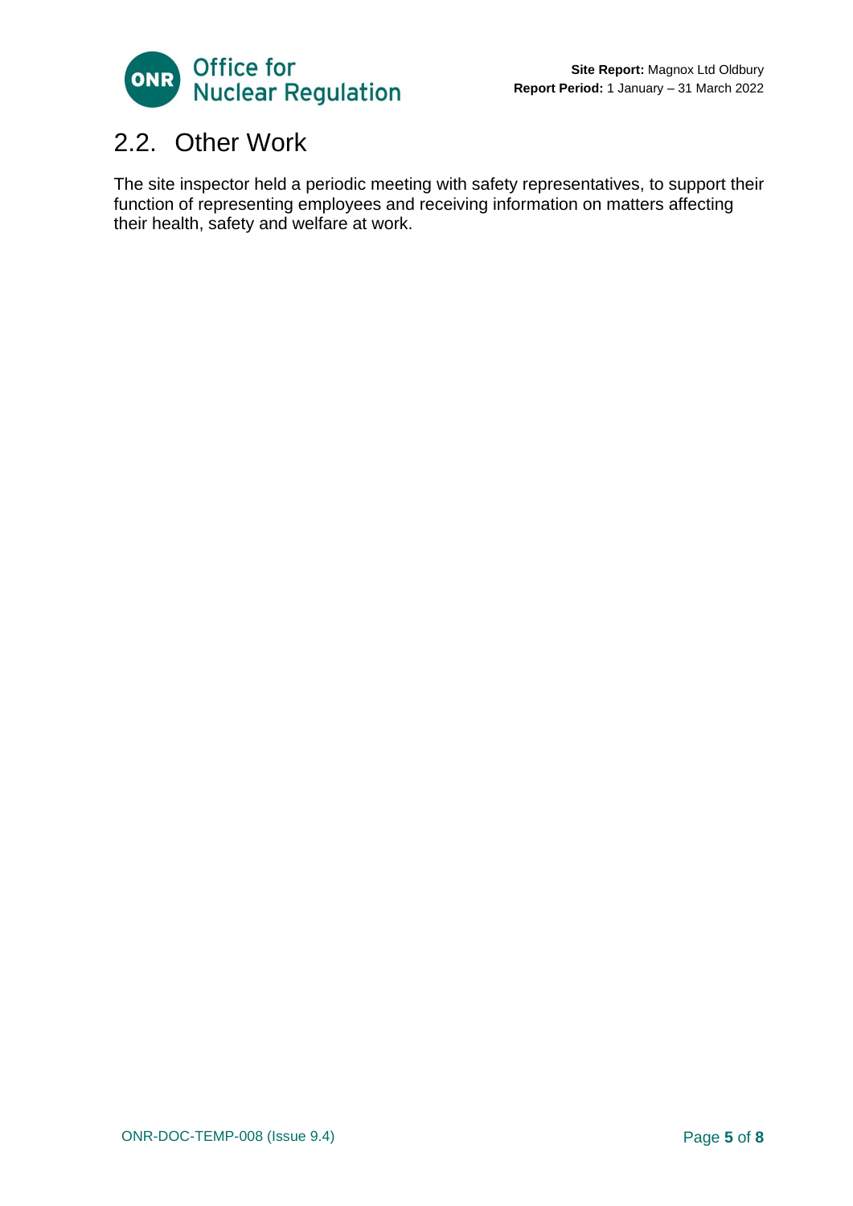## 2.2. Other Work

The site inspector held a periodic meeting with safety representatives, to support their function of representing employees and receiving information on matters affecting their health, safety and welfare at work.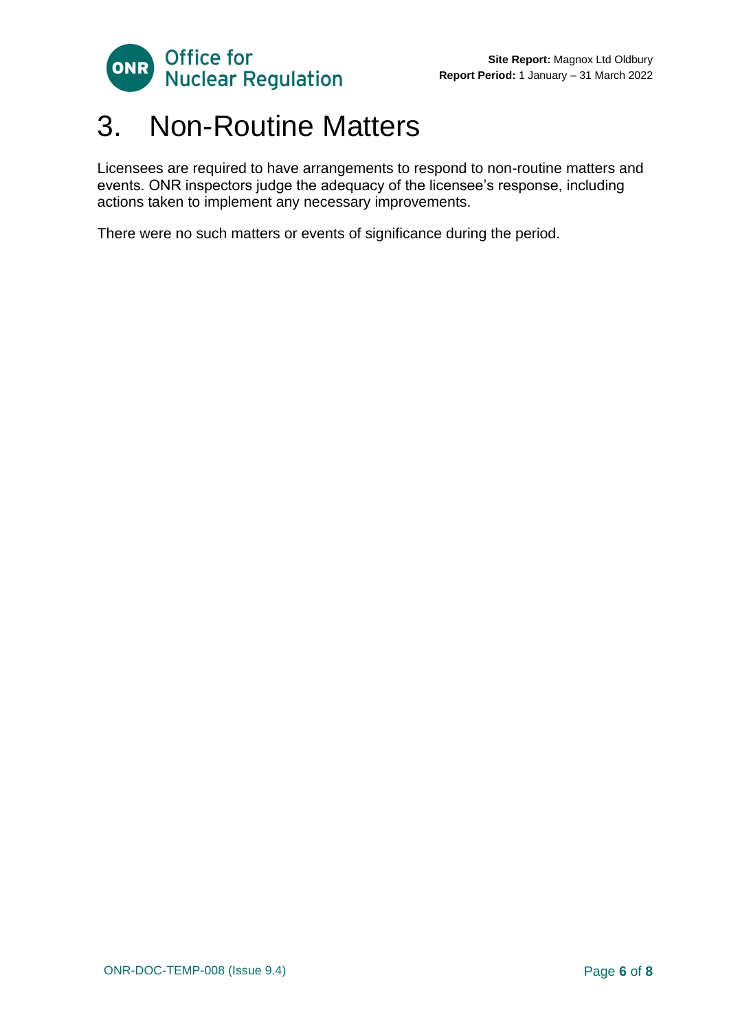# 3. Non-Routine Matters

Licensees are required to have arrangements to respond to non-routine matters and events. ONR inspectors judge the adequacy of the licensee's response, including actions taken to implement any necessary improvements.

There were no such matters or events of significance during the period.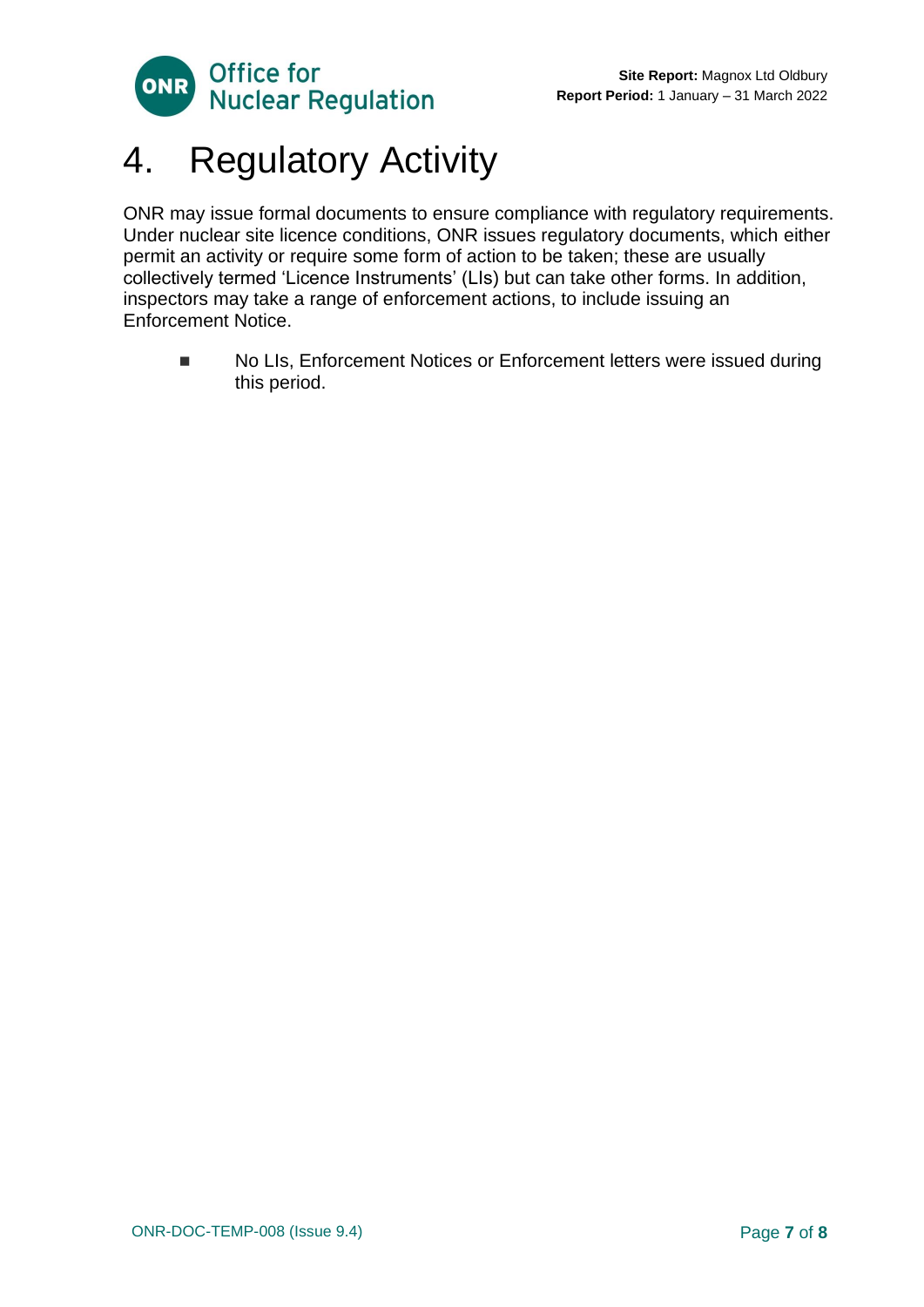# 4. Regulatory Activity

ONR may issue formal documents to ensure compliance with regulatory requirements. Under nuclear site licence conditions, ONR issues regulatory documents, which either permit an activity or require some form of action to be taken; these are usually collectively termed 'Licence Instruments' (LIs) but can take other forms. In addition, inspectors may take a range of enforcement actions, to include issuing an Enforcement Notice.

- No LIs, Enforcement Notices or Enforcement letters were issued during this period.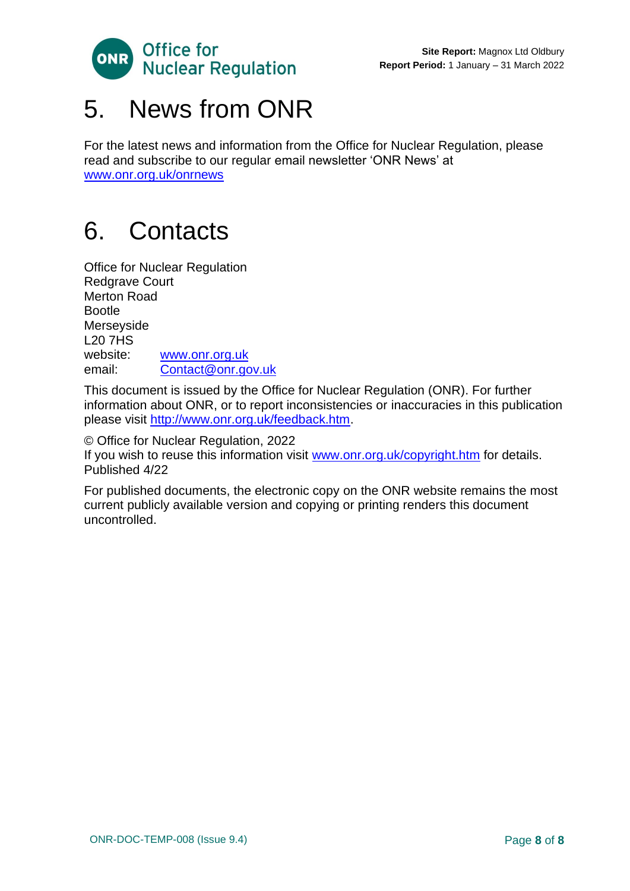# 5. News from ONR

For the latest news and information from the Office for Nuclear Regulation, please read and subscribe to our regular email newsletter 'ONR News' at [www.onr.org.uk/onrnews](http://www.onr.org.uk/onrnews)

# 6. Contacts

Office for Nuclear Regulation
Redgrave Court
Merton Road
Bootle
Merseyside
L20 7HS
website: [www.onr.org.uk](http://www.onr.org.uk)
email: [Contact@onr.gov.uk](mailto:Contact@onr.gov.uk)

This document is issued by the Office for Nuclear Regulation (ONR). For further information about ONR, or to report inconsistencies or inaccuracies in this publication please visit [http://www.onr.org.uk/feedback.htm](http://www.onr.org.uk/feedback.htm).

© Office for Nuclear Regulation, 2022
If you wish to reuse this information visit [www.onr.org.uk/copyright.htm](http://www.onr.org.uk/copyright.htm) for details.
Published 4/22

For published documents, the electronic copy on the ONR website remains the most current publicly available version and copying or printing renders this document uncontrolled.